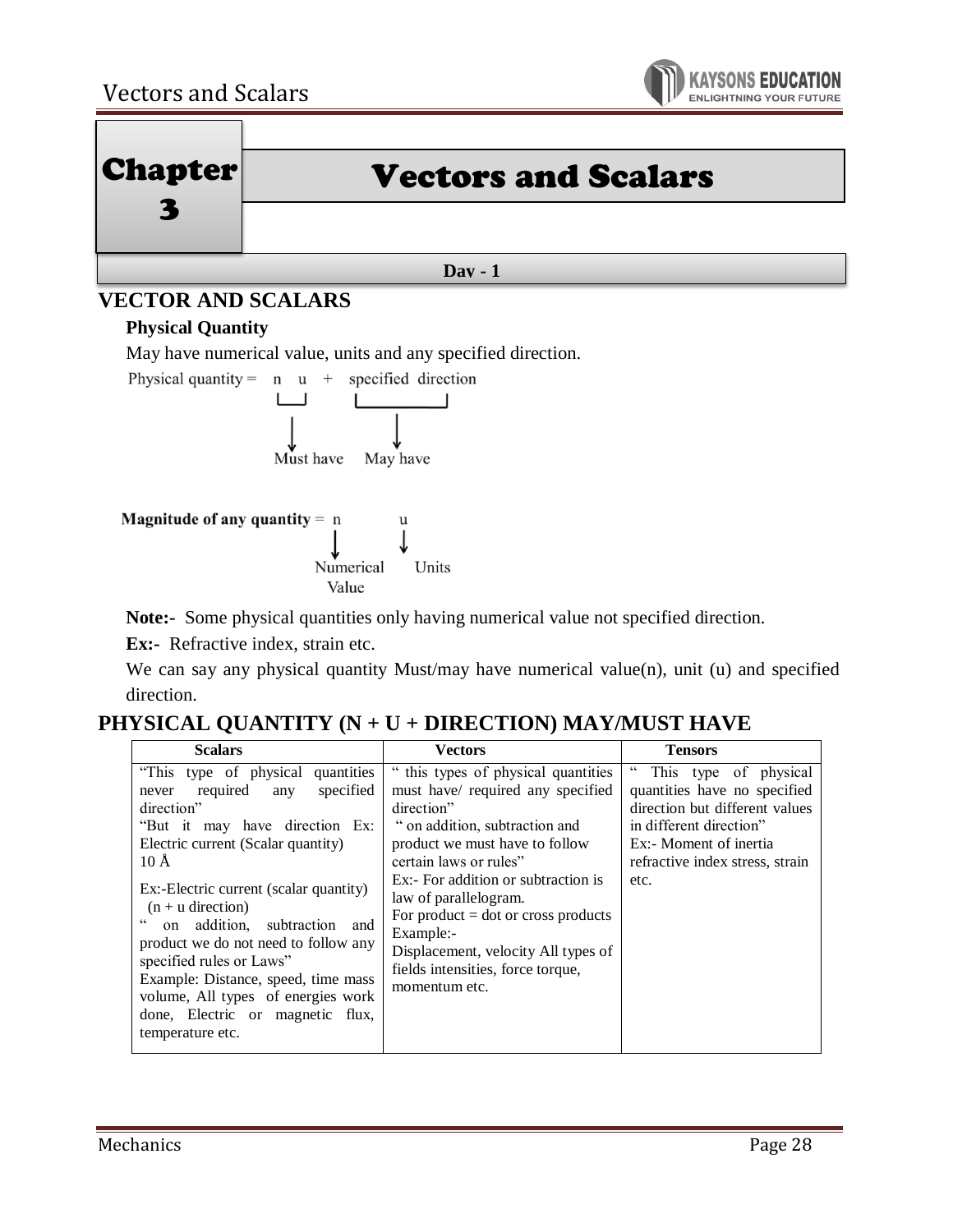# Chapter 3

# Vectors and Scalars

**Day - 1**

## VECTOR AND SCALARS

### Physical Quantity

May have numerical value, units and any specified direction.

Physical quantity = n u + specified direction

(n u → Must have; specified direction → May have)

**Magnitude of any quantity** = n u

(n → Numerical Value; u → Units)

**Note:-** Some physical quantities only having numerical value not specified direction.

**Ex:-** Refractive index, strain etc.

We can say any physical quantity Must/may have numerical value(n), unit (u) and specified direction.

## PHYSICAL QUANTITY (N + U + DIRECTION) MAY/MUST HAVE

| Scalars | Vectors | Tensors |
|---|---|---|
| "This type of physical quantities never required any specified direction"<br>"But it may have direction Ex: Electric current (Scalar quantity) 10 Å<br>Ex:-Electric current (scalar quantity) (n + u direction)<br>" on addition, subtraction and product we do not need to follow any specified rules or Laws"<br>Example: Distance, speed, time mass volume, All types of energies work done, Electric or magnetic flux, temperature etc. | " this types of physical quantities must have/ required any specified direction"<br>" on addition, subtraction and product we must have to follow certain laws or rules"<br>Ex:- For addition or subtraction is law of parallelogram.<br>For product = dot or cross products<br>Example:-<br>Displacement, velocity All types of fields intensities, force torque, momentum etc. | " This type of physical quantities have no specified direction but different values in different direction"<br>Ex:- Moment of inertia refractive index stress, strain etc. |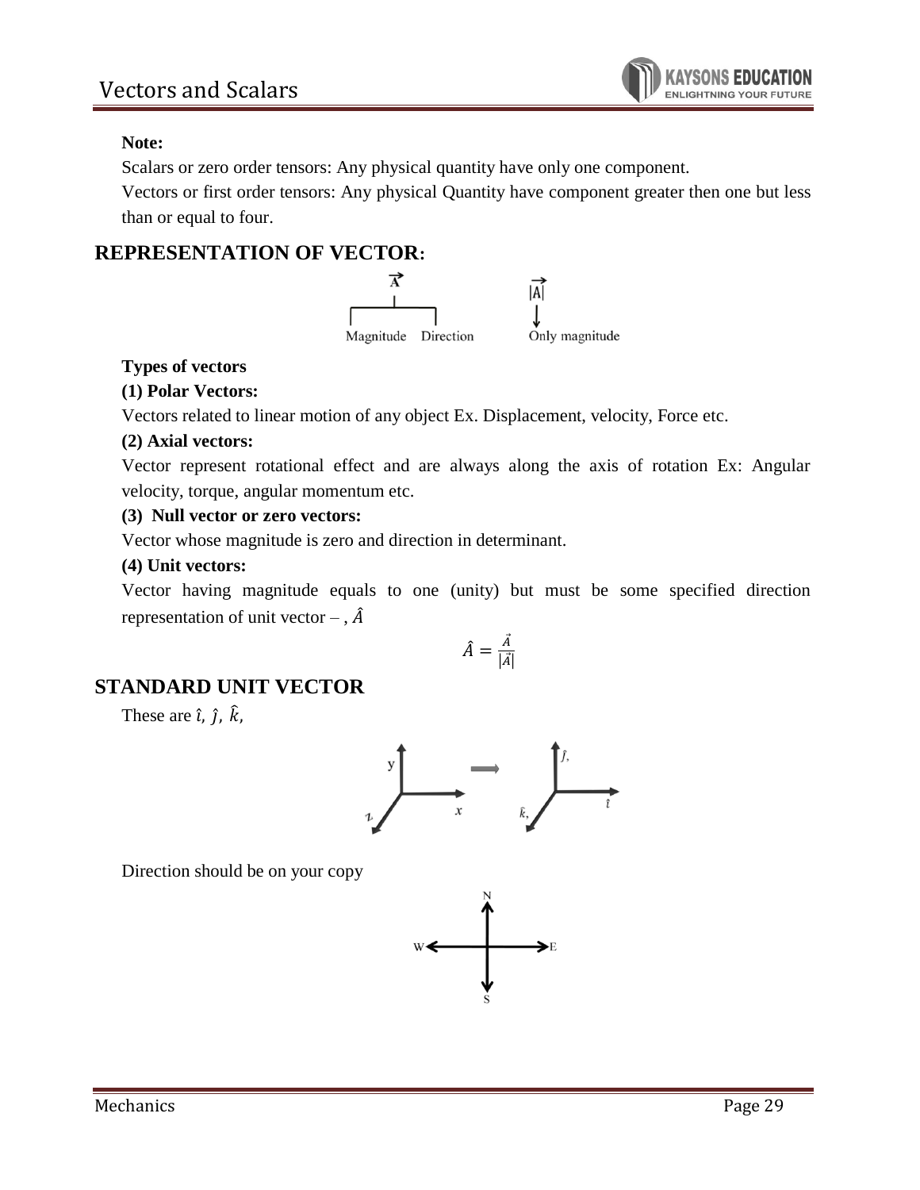**Note:**

Scalars or zero order tensors: Any physical quantity have only one component.

Vectors or first order tensors: Any physical Quantity have component greater then one but less than or equal to four.

## REPRESENTATION OF VECTOR:

$\vec{A}$ → Magnitude, Direction

$|\vec{A}|$ → Only magnitude

**Types of vectors**

**(1) Polar Vectors:**

Vectors related to linear motion of any object Ex. Displacement, velocity, Force etc.

**(2) Axial vectors:**

Vector represent rotational effect and are always along the axis of rotation Ex: Angular velocity, torque, angular momentum etc.

**(3) Null vector or zero vectors:**

Vector whose magnitude is zero and direction in determinant.

**(4) Unit vectors:**

Vector having magnitude equals to one (unity) but must be some specified direction representation of unit vector – , $\hat{A}$

$$\hat{A} = \frac{\vec{A}}{|\vec{A}|}$$

## STANDARD UNIT VECTOR

These are $\hat{\imath}$, $\hat{\jmath}$, $\hat{k}$,

Direction should be on your copy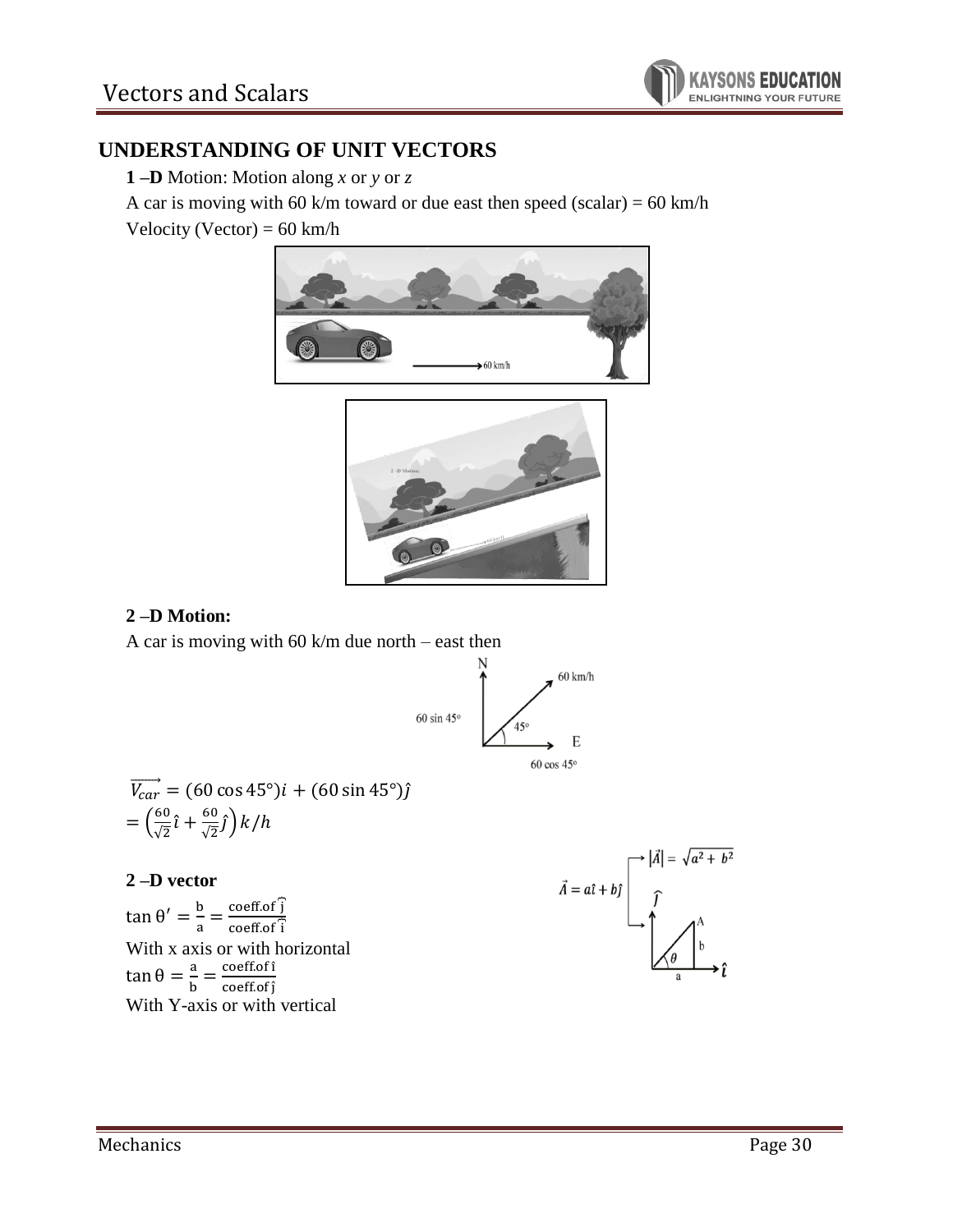## UNDERSTANDING OF UNIT VECTORS

**1 –D** Motion: Motion along *x* or *y* or *z*

A car is moving with 60 k/m toward or due east then speed (scalar) = 60 km/h

Velocity (Vector) = 60 km/h

### 2 –D Motion:

A car is moving with 60 k/m due north – east then

$$\overrightarrow{V_{car}} = (60\cos 45°)i + (60\sin 45°)\hat{j}$$
$$= \left(\frac{60}{\sqrt{2}}\hat{\imath} + \frac{60}{\sqrt{2}}\hat{\jmath}\right) k/h$$

### 2 –D vector

$\vec{A} = a\hat{\imath} + b\hat{\jmath}$, $|\vec{A}| = \sqrt{a^2 + b^2}$

$\tan\theta' = \frac{b}{a} = \frac{\text{coeff.of } \hat{j}}{\text{coeff.of } \hat{i}}$

With x axis or with horizontal

$\tan\theta = \frac{a}{b} = \frac{\text{coeff.of } \hat{\imath}}{\text{coeff.of } \hat{\jmath}}$

With Y-axis or with vertical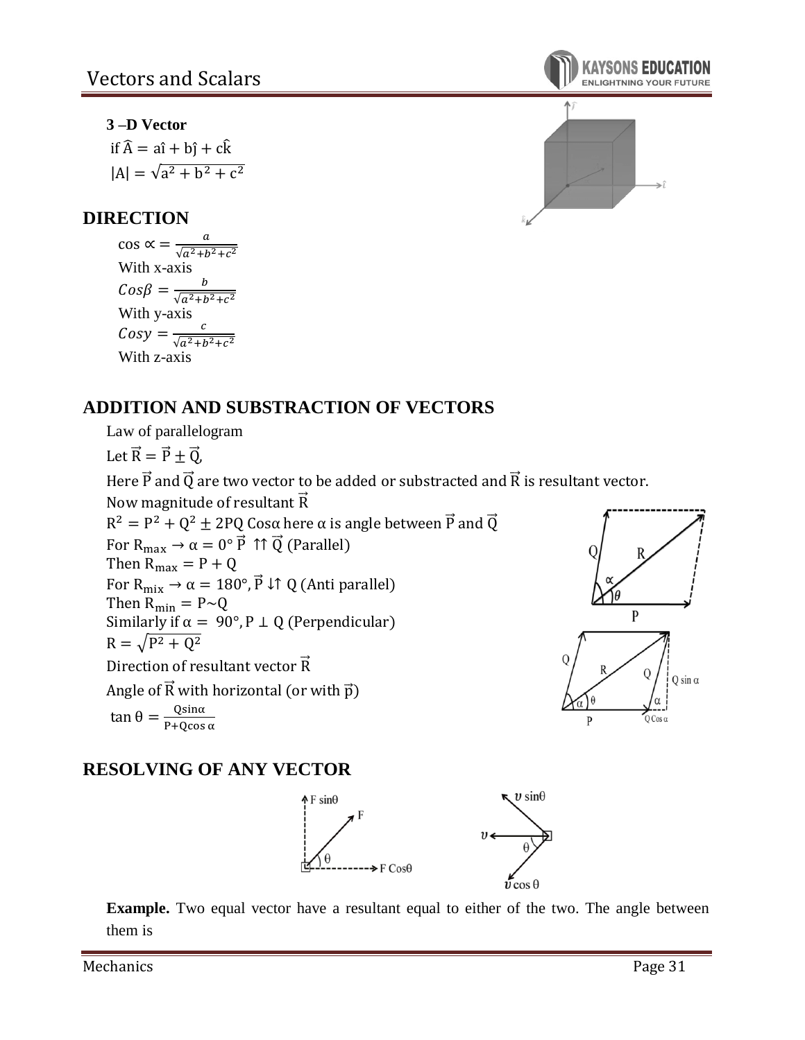**3 –D Vector**

if $\hat{A} = a\hat{i} + b\hat{j} + c\hat{k}$

$|A| = \sqrt{a^2 + b^2 + c^2}$

## DIRECTION

$\cos \alpha = \frac{a}{\sqrt{a^2+b^2+c^2}}$

With x-axis

$Cos\beta = \frac{b}{\sqrt{a^2+b^2+c^2}}$

With y-axis

$Cosy = \frac{c}{\sqrt{a^2+b^2+c^2}}$

With z-axis

## ADDITION AND SUBSTRACTION OF VECTORS

Law of parallelogram

Let $\vec{R} = \vec{P} \pm \vec{Q}$,

Here $\vec{P}$ and $\vec{Q}$ are two vector to be added or substracted and $\vec{R}$ is resultant vector.

Now magnitude of resultant $\vec{R}$

$R^2 = P^2 + Q^2 \pm 2PQ\ Cos\alpha$ here α is angle between $\vec{P}$ and $\vec{Q}$

For $R_{max} \rightarrow \alpha = 0° \ \vec{P} \uparrow\uparrow \vec{Q}$ (Parallel)

Then $R_{max} = P + Q$

For $R_{mix} \rightarrow \alpha = 180°, \vec{P} \downarrow\uparrow Q$ (Anti parallel)

Then $R_{min} = P \sim Q$

Similarly if $\alpha = 90°, P \perp Q$ (Perpendicular)

$R = \sqrt{P^2 + Q^2}$

Direction of resultant vector $\vec{R}$

Angle of $\vec{R}$ with horizontal (or with $\vec{p}$)

$\tan\theta = \frac{Q\sin\alpha}{P+Q\cos\alpha}$

## RESOLVING OF ANY VECTOR

**Example.** Two equal vector have a resultant equal to either of the two. The angle between them is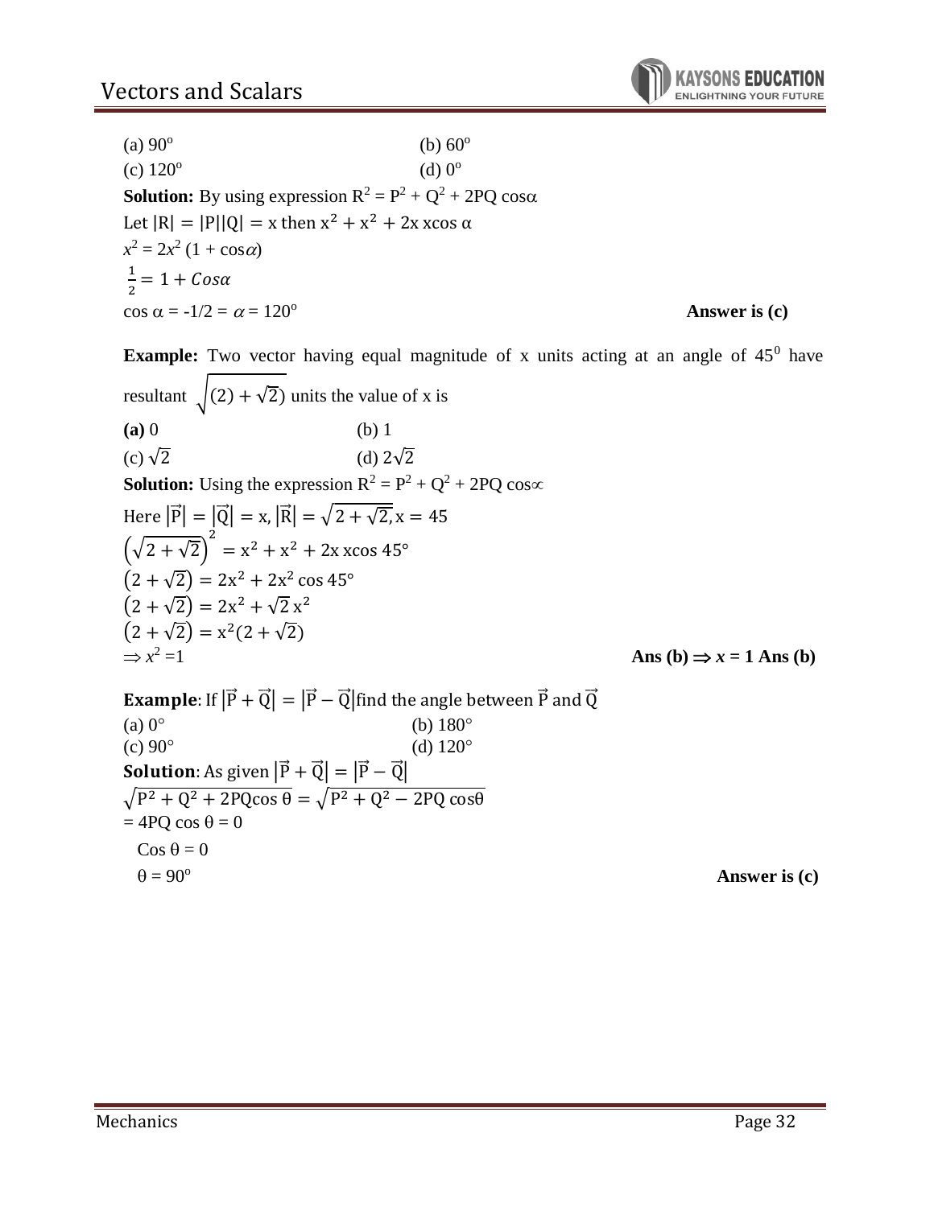(a) $90^o$ (b) $60^o$

(c) $120^o$ (d) $0^o$

**Solution:** By using expression $R^2 = P^2 + Q^2 + 2PQ\cos\alpha$

Let $|R| = |P||Q| = x$ then $x^2 + x^2 + 2x\,x\cos\alpha$

$x^2 = 2x^2(1 + \cos\alpha)$

$\frac{1}{2} = 1 + Cos\alpha$

$\cos\alpha = -1/2 = \alpha = 120^o$ **Answer is (c)**

**Example:** Two vector having equal magnitude of x units acting at an angle of $45^0$ have resultant $\sqrt{(2) + \sqrt{2})}$ units the value of x is

**(a)** 0 (b) 1

(c) $\sqrt{2}$ (d) $2\sqrt{2}$

**Solution:** Using the expression $R^2 = P^2 + Q^2 + 2PQ\cos\propto$

Here $|\vec{P}| = |\vec{Q}| = x$, $|\vec{R}| = \sqrt{2 + \sqrt{2}}, x = 45$

$\left(\sqrt{2 + \sqrt{2}}\right)^2 = x^2 + x^2 + 2x\,x\cos 45°$

$(2 + \sqrt{2}) = 2x^2 + 2x^2\cos 45°$

$(2 + \sqrt{2}) = 2x^2 + \sqrt{2}\,x^2$

$(2 + \sqrt{2}) = x^2(2 + \sqrt{2})$

$\Rightarrow x^2 = 1$ **Ans (b) $\Rightarrow x = 1$ Ans (b)**

**Example**: If $|\vec{P} + \vec{Q}| = |\vec{P} - \vec{Q}|$ find the angle between $\vec{P}$ and $\vec{Q}$

(a) $0°$ (b) $180°$

(c) $90°$ (d) $120°$

**Solution**: As given $|\vec{P} + \vec{Q}| = |\vec{P} - \vec{Q}|$

$\sqrt{P^2 + Q^2 + 2PQ\cos\theta} = \sqrt{P^2 + Q^2 - 2PQ\cos\theta}$

$= 4PQ\cos\theta = 0$

$\cos\theta = 0$

$\theta = 90^o$ **Answer is (c)**